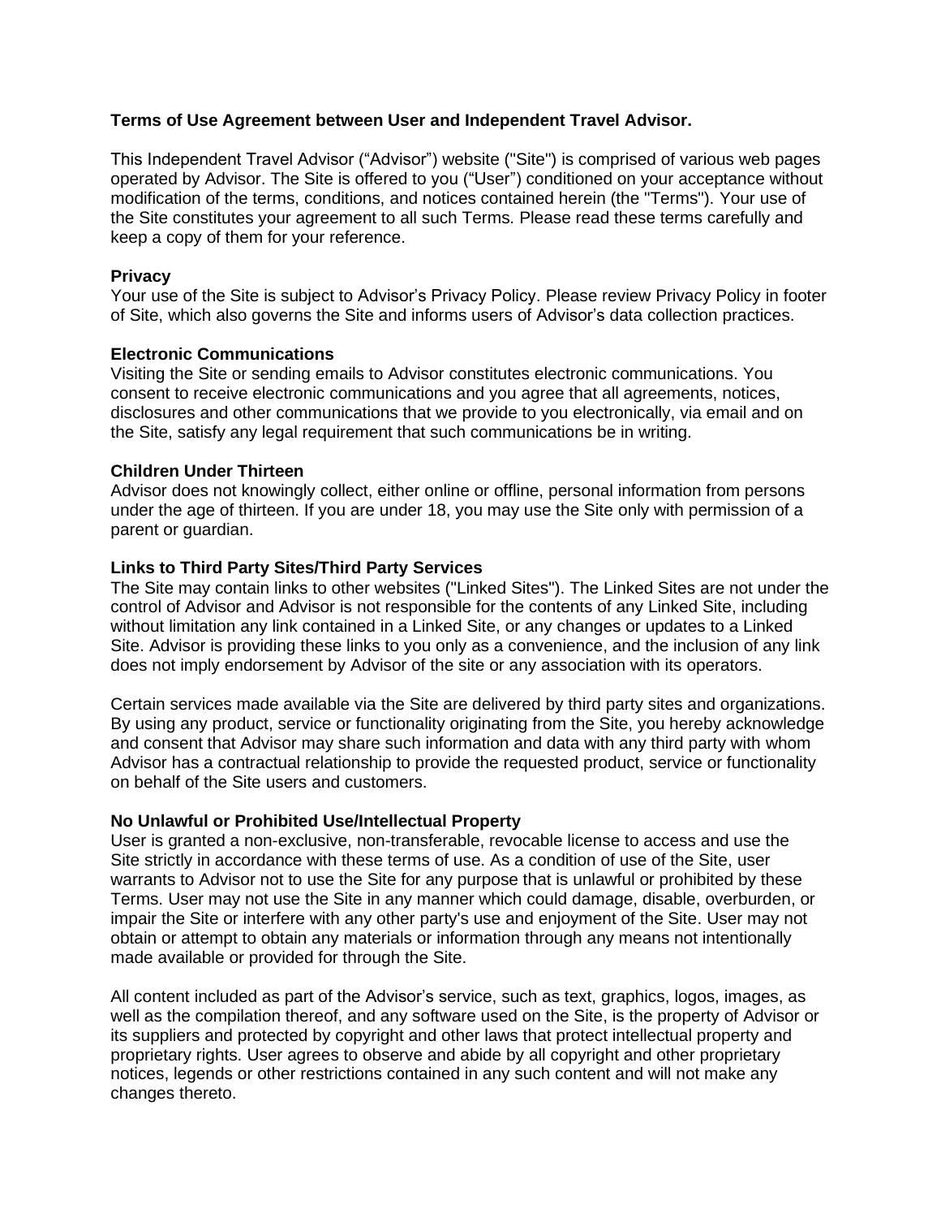**Terms of Use Agreement between User and Independent Travel Advisor.**

This Independent Travel Advisor ("Advisor") website ("Site") is comprised of various web pages operated by Advisor. The Site is offered to you ("User") conditioned on your acceptance without modification of the terms, conditions, and notices contained herein (the "Terms"). Your use of the Site constitutes your agreement to all such Terms. Please read these terms carefully and keep a copy of them for your reference.

**Privacy**
Your use of the Site is subject to Advisor's Privacy Policy. Please review Privacy Policy in footer of Site, which also governs the Site and informs users of Advisor's data collection practices.

**Electronic Communications**
Visiting the Site or sending emails to Advisor constitutes electronic communications. You consent to receive electronic communications and you agree that all agreements, notices, disclosures and other communications that we provide to you electronically, via email and on the Site, satisfy any legal requirement that such communications be in writing.

**Children Under Thirteen**
Advisor does not knowingly collect, either online or offline, personal information from persons under the age of thirteen. If you are under 18, you may use the Site only with permission of a parent or guardian.

**Links to Third Party Sites/Third Party Services**
The Site may contain links to other websites ("Linked Sites"). The Linked Sites are not under the control of Advisor and Advisor is not responsible for the contents of any Linked Site, including without limitation any link contained in a Linked Site, or any changes or updates to a Linked Site. Advisor is providing these links to you only as a convenience, and the inclusion of any link does not imply endorsement by Advisor of the site or any association with its operators.

Certain services made available via the Site are delivered by third party sites and organizations. By using any product, service or functionality originating from the Site, you hereby acknowledge and consent that Advisor may share such information and data with any third party with whom Advisor has a contractual relationship to provide the requested product, service or functionality on behalf of the Site users and customers.

**No Unlawful or Prohibited Use/Intellectual Property**
User is granted a non-exclusive, non-transferable, revocable license to access and use the Site strictly in accordance with these terms of use. As a condition of use of the Site, user warrants to Advisor not to use the Site for any purpose that is unlawful or prohibited by these Terms. User may not use the Site in any manner which could damage, disable, overburden, or impair the Site or interfere with any other party's use and enjoyment of the Site. User may not obtain or attempt to obtain any materials or information through any means not intentionally made available or provided for through the Site.

All content included as part of the Advisor's service, such as text, graphics, logos, images, as well as the compilation thereof, and any software used on the Site, is the property of Advisor or its suppliers and protected by copyright and other laws that protect intellectual property and proprietary rights. User agrees to observe and abide by all copyright and other proprietary notices, legends or other restrictions contained in any such content and will not make any changes thereto.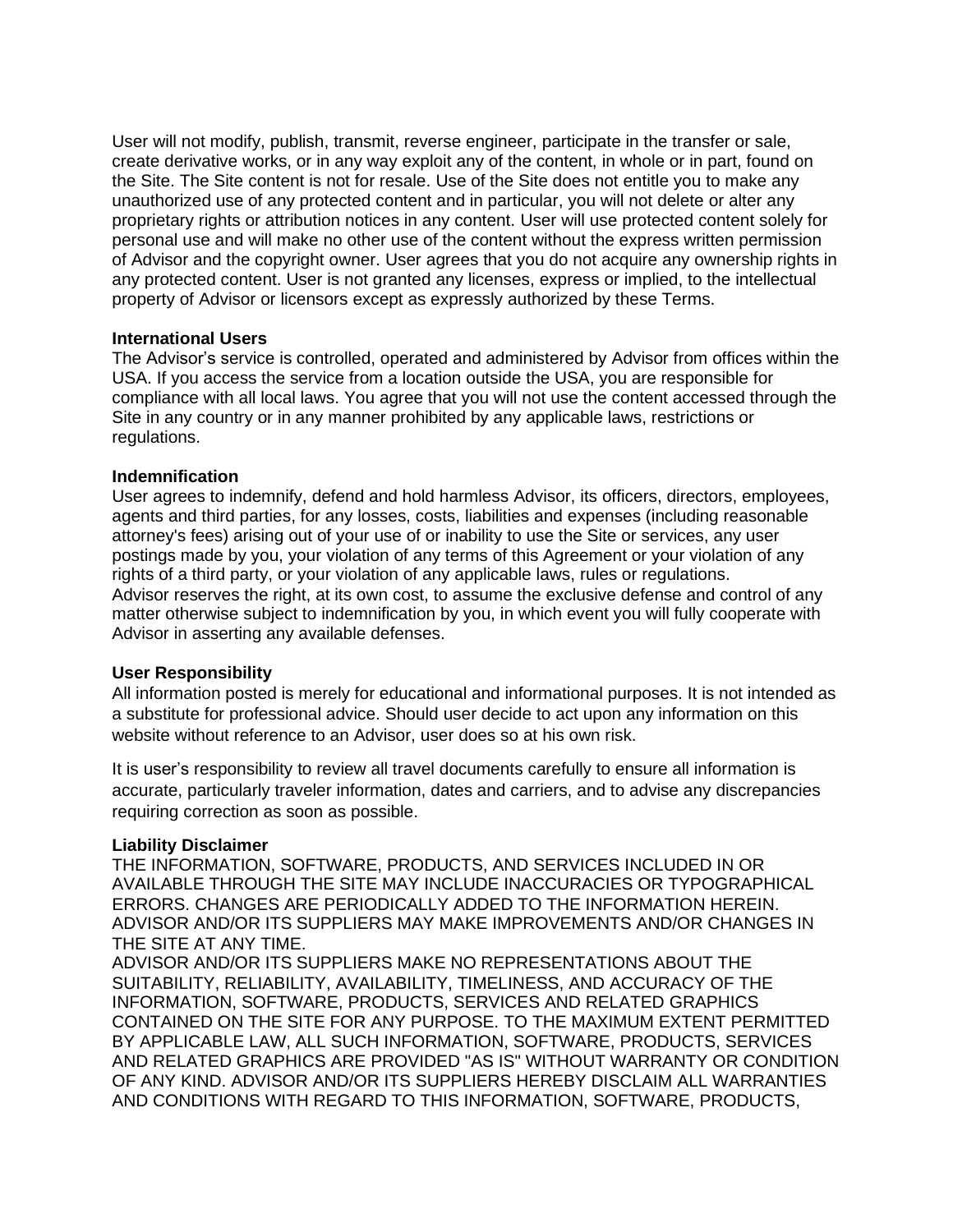User will not modify, publish, transmit, reverse engineer, participate in the transfer or sale, create derivative works, or in any way exploit any of the content, in whole or in part, found on the Site. The Site content is not for resale. Use of the Site does not entitle you to make any unauthorized use of any protected content and in particular, you will not delete or alter any proprietary rights or attribution notices in any content. User will use protected content solely for personal use and will make no other use of the content without the express written permission of Advisor and the copyright owner. User agrees that you do not acquire any ownership rights in any protected content. User is not granted any licenses, express or implied, to the intellectual property of Advisor or licensors except as expressly authorized by these Terms.

**International Users**

The Advisor's service is controlled, operated and administered by Advisor from offices within the USA. If you access the service from a location outside the USA, you are responsible for compliance with all local laws. You agree that you will not use the content accessed through the Site in any country or in any manner prohibited by any applicable laws, restrictions or regulations.

**Indemnification**

User agrees to indemnify, defend and hold harmless Advisor, its officers, directors, employees, agents and third parties, for any losses, costs, liabilities and expenses (including reasonable attorney's fees) arising out of your use of or inability to use the Site or services, any user postings made by you, your violation of any terms of this Agreement or your violation of any rights of a third party, or your violation of any applicable laws, rules or regulations.
Advisor reserves the right, at its own cost, to assume the exclusive defense and control of any matter otherwise subject to indemnification by you, in which event you will fully cooperate with Advisor in asserting any available defenses.

**User Responsibility**

All information posted is merely for educational and informational purposes. It is not intended as a substitute for professional advice. Should user decide to act upon any information on this website without reference to an Advisor, user does so at his own risk.

It is user's responsibility to review all travel documents carefully to ensure all information is accurate, particularly traveler information, dates and carriers, and to advise any discrepancies requiring correction as soon as possible.

**Liability Disclaimer**

THE INFORMATION, SOFTWARE, PRODUCTS, AND SERVICES INCLUDED IN OR AVAILABLE THROUGH THE SITE MAY INCLUDE INACCURACIES OR TYPOGRAPHICAL ERRORS. CHANGES ARE PERIODICALLY ADDED TO THE INFORMATION HEREIN. ADVISOR AND/OR ITS SUPPLIERS MAY MAKE IMPROVEMENTS AND/OR CHANGES IN THE SITE AT ANY TIME.
ADVISOR AND/OR ITS SUPPLIERS MAKE NO REPRESENTATIONS ABOUT THE SUITABILITY, RELIABILITY, AVAILABILITY, TIMELINESS, AND ACCURACY OF THE INFORMATION, SOFTWARE, PRODUCTS, SERVICES AND RELATED GRAPHICS CONTAINED ON THE SITE FOR ANY PURPOSE. TO THE MAXIMUM EXTENT PERMITTED BY APPLICABLE LAW, ALL SUCH INFORMATION, SOFTWARE, PRODUCTS, SERVICES AND RELATED GRAPHICS ARE PROVIDED "AS IS" WITHOUT WARRANTY OR CONDITION OF ANY KIND. ADVISOR AND/OR ITS SUPPLIERS HEREBY DISCLAIM ALL WARRANTIES AND CONDITIONS WITH REGARD TO THIS INFORMATION, SOFTWARE, PRODUCTS,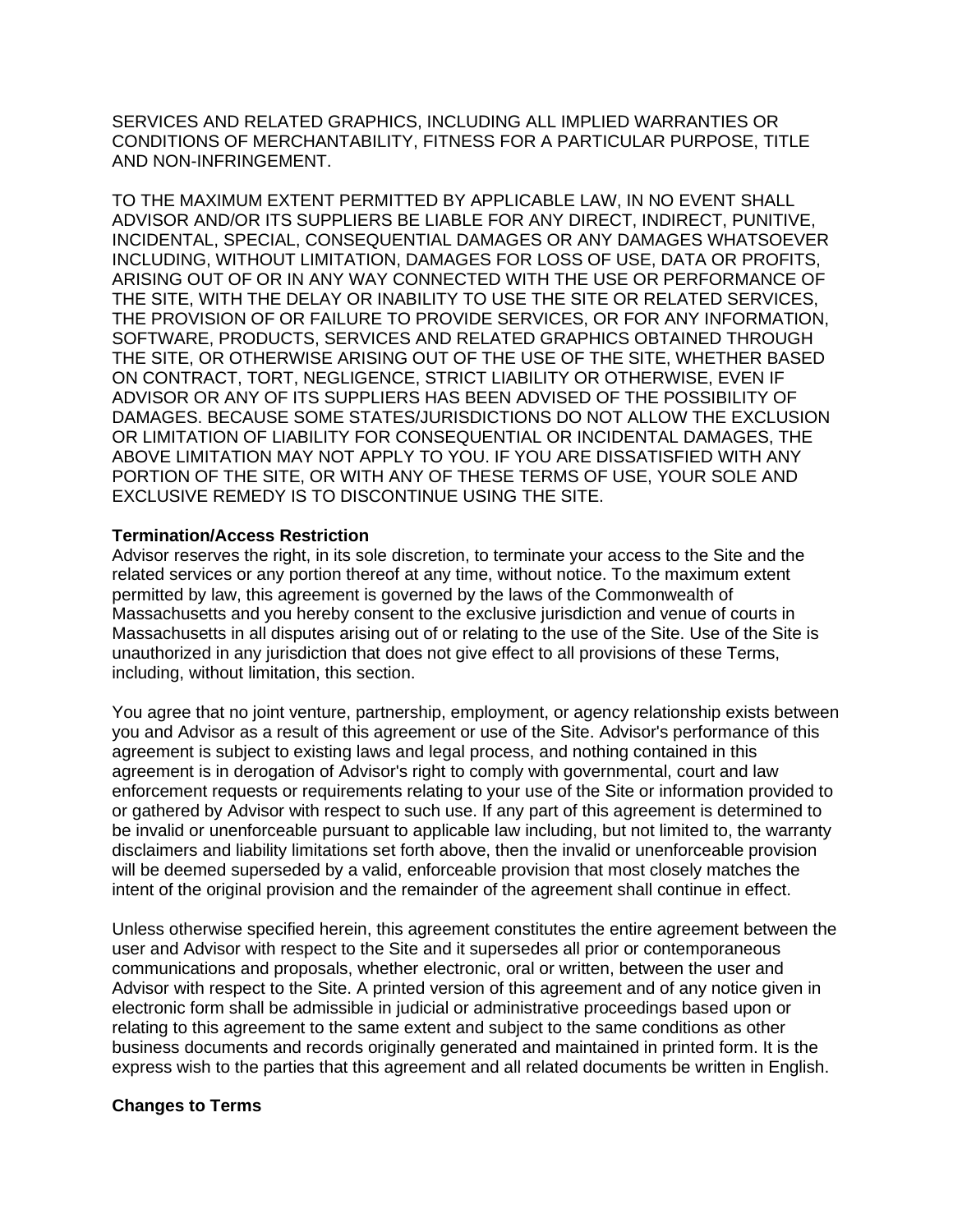SERVICES AND RELATED GRAPHICS, INCLUDING ALL IMPLIED WARRANTIES OR CONDITIONS OF MERCHANTABILITY, FITNESS FOR A PARTICULAR PURPOSE, TITLE AND NON-INFRINGEMENT.

TO THE MAXIMUM EXTENT PERMITTED BY APPLICABLE LAW, IN NO EVENT SHALL ADVISOR AND/OR ITS SUPPLIERS BE LIABLE FOR ANY DIRECT, INDIRECT, PUNITIVE, INCIDENTAL, SPECIAL, CONSEQUENTIAL DAMAGES OR ANY DAMAGES WHATSOEVER INCLUDING, WITHOUT LIMITATION, DAMAGES FOR LOSS OF USE, DATA OR PROFITS, ARISING OUT OF OR IN ANY WAY CONNECTED WITH THE USE OR PERFORMANCE OF THE SITE, WITH THE DELAY OR INABILITY TO USE THE SITE OR RELATED SERVICES, THE PROVISION OF OR FAILURE TO PROVIDE SERVICES, OR FOR ANY INFORMATION, SOFTWARE, PRODUCTS, SERVICES AND RELATED GRAPHICS OBTAINED THROUGH THE SITE, OR OTHERWISE ARISING OUT OF THE USE OF THE SITE, WHETHER BASED ON CONTRACT, TORT, NEGLIGENCE, STRICT LIABILITY OR OTHERWISE, EVEN IF ADVISOR OR ANY OF ITS SUPPLIERS HAS BEEN ADVISED OF THE POSSIBILITY OF DAMAGES. BECAUSE SOME STATES/JURISDICTIONS DO NOT ALLOW THE EXCLUSION OR LIMITATION OF LIABILITY FOR CONSEQUENTIAL OR INCIDENTAL DAMAGES, THE ABOVE LIMITATION MAY NOT APPLY TO YOU. IF YOU ARE DISSATISFIED WITH ANY PORTION OF THE SITE, OR WITH ANY OF THESE TERMS OF USE, YOUR SOLE AND EXCLUSIVE REMEDY IS TO DISCONTINUE USING THE SITE.

**Termination/Access Restriction**
Advisor reserves the right, in its sole discretion, to terminate your access to the Site and the related services or any portion thereof at any time, without notice. To the maximum extent permitted by law, this agreement is governed by the laws of the Commonwealth of Massachusetts and you hereby consent to the exclusive jurisdiction and venue of courts in Massachusetts in all disputes arising out of or relating to the use of the Site. Use of the Site is unauthorized in any jurisdiction that does not give effect to all provisions of these Terms, including, without limitation, this section.

You agree that no joint venture, partnership, employment, or agency relationship exists between you and Advisor as a result of this agreement or use of the Site. Advisor's performance of this agreement is subject to existing laws and legal process, and nothing contained in this agreement is in derogation of Advisor's right to comply with governmental, court and law enforcement requests or requirements relating to your use of the Site or information provided to or gathered by Advisor with respect to such use. If any part of this agreement is determined to be invalid or unenforceable pursuant to applicable law including, but not limited to, the warranty disclaimers and liability limitations set forth above, then the invalid or unenforceable provision will be deemed superseded by a valid, enforceable provision that most closely matches the intent of the original provision and the remainder of the agreement shall continue in effect.

Unless otherwise specified herein, this agreement constitutes the entire agreement between the user and Advisor with respect to the Site and it supersedes all prior or contemporaneous communications and proposals, whether electronic, oral or written, between the user and Advisor with respect to the Site. A printed version of this agreement and of any notice given in electronic form shall be admissible in judicial or administrative proceedings based upon or relating to this agreement to the same extent and subject to the same conditions as other business documents and records originally generated and maintained in printed form. It is the express wish to the parties that this agreement and all related documents be written in English.

**Changes to Terms**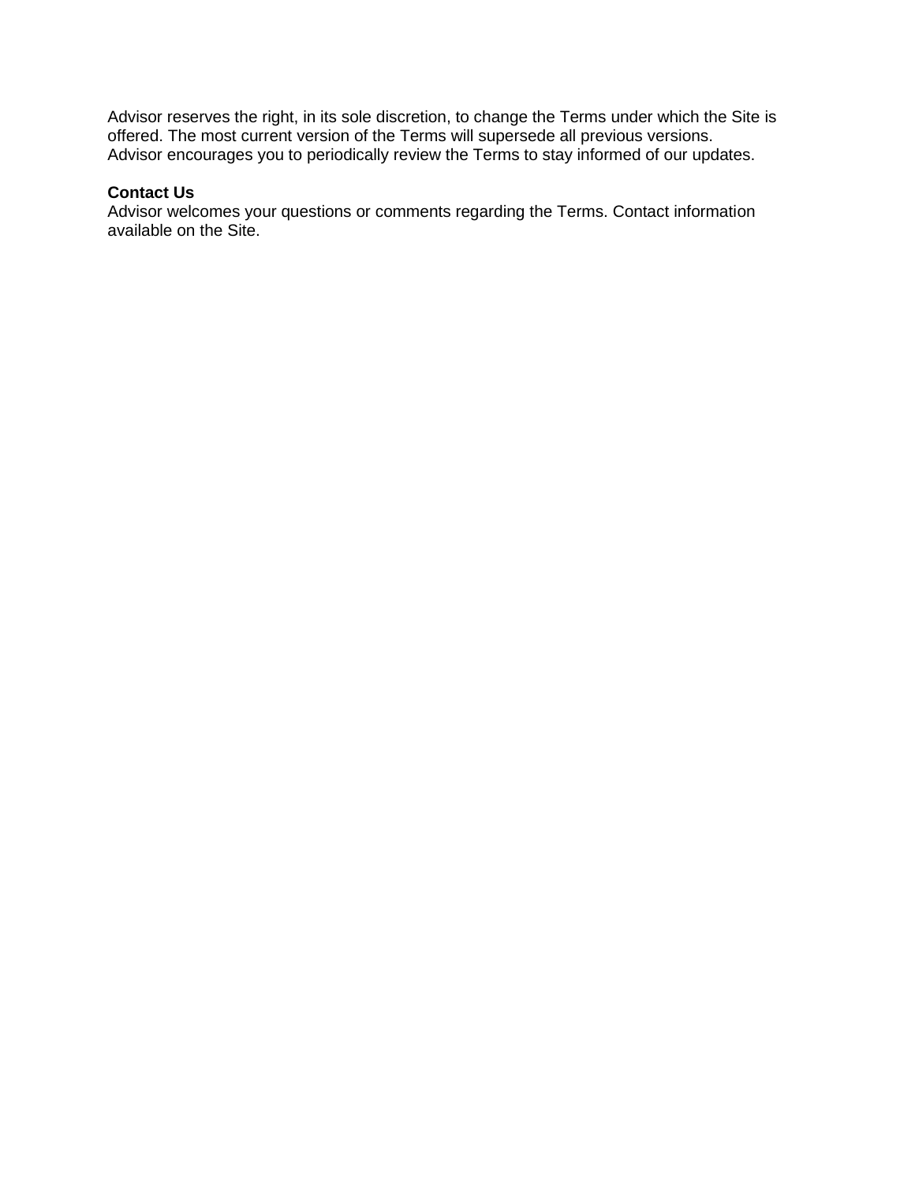Advisor reserves the right, in its sole discretion, to change the Terms under which the Site is offered. The most current version of the Terms will supersede all previous versions. Advisor encourages you to periodically review the Terms to stay informed of our updates.

**Contact Us**

Advisor welcomes your questions or comments regarding the Terms. Contact information available on the Site.